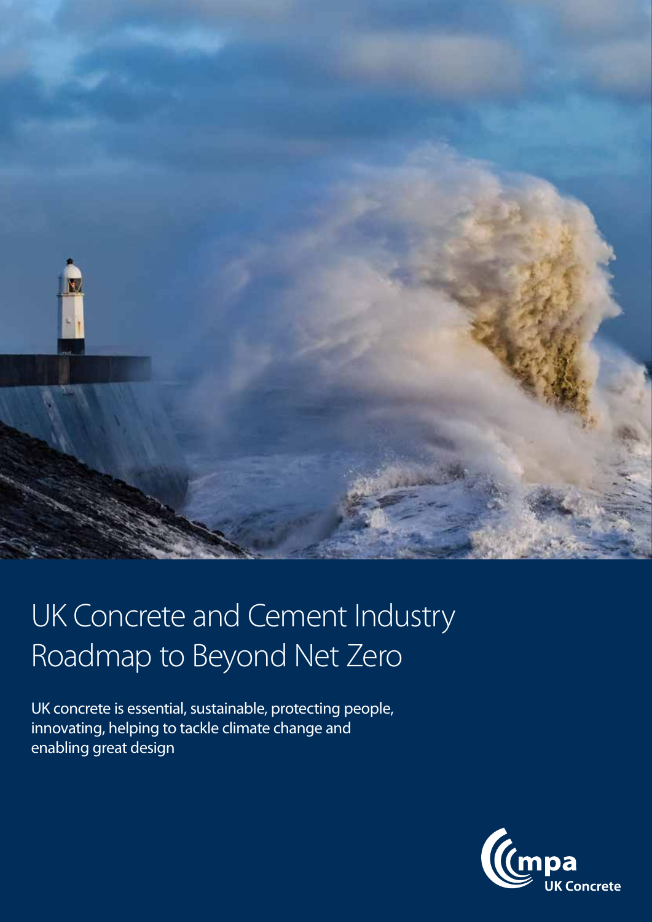# UK Concrete and Cement Industry Roadmap to Beyond Net Zero

UK concrete is essential, sustainable, protecting people, innovating, helping to tackle climate change and enabling great design

mpa UK Concrete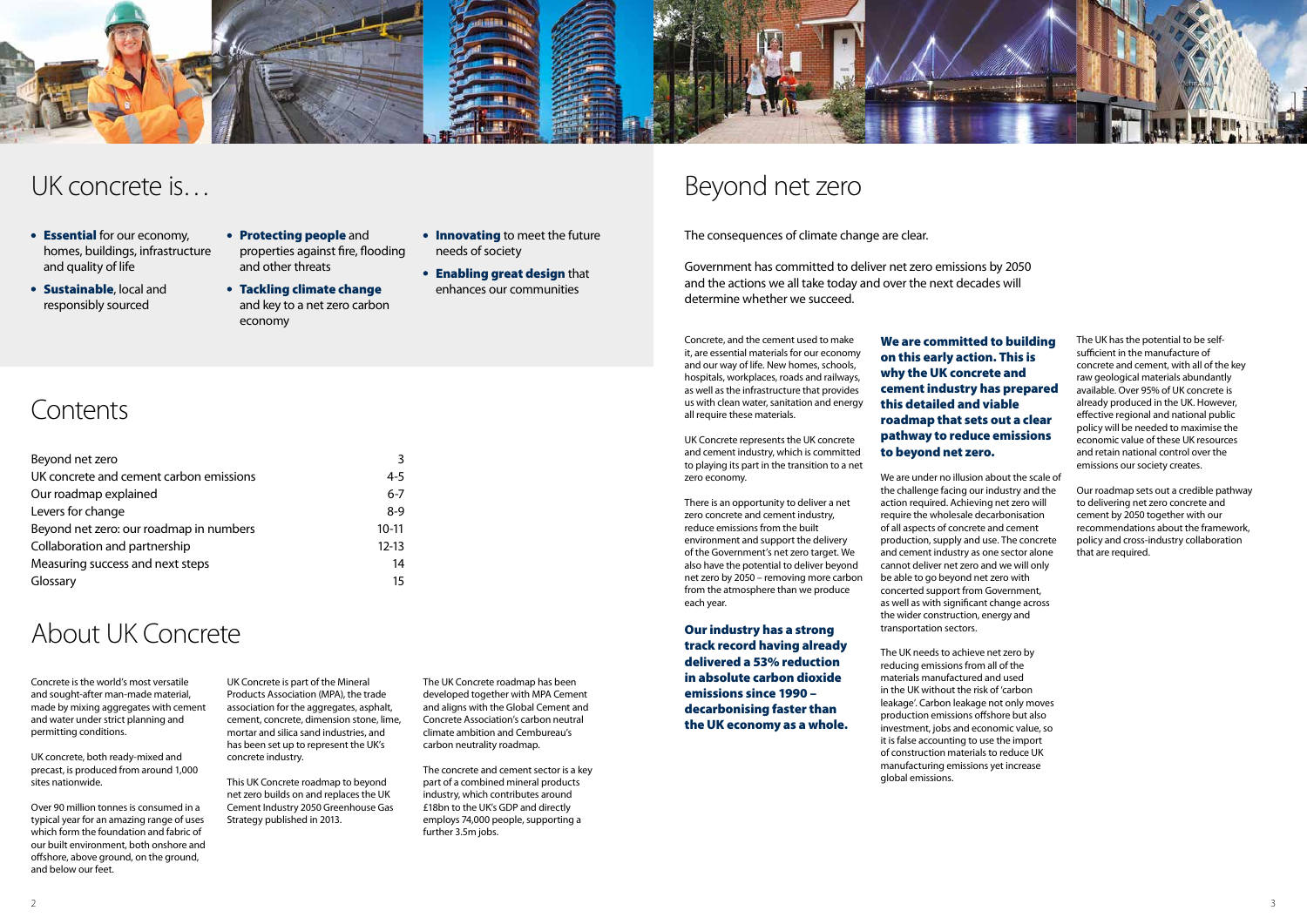# UK concrete is…

- **Essential** for our economy, homes, buildings, infrastructure and quality of life
- **Sustainable**, local and responsibly sourced
- **Protecting people** and properties against fire, flooding and other threats
- **Tackling climate change** and key to a net zero carbon economy
- **Innovating** to meet the future needs of society
- **Enabling great design** that enhances our communities

# Contents

| | |
|---|---|
| Beyond net zero | 3 |
| UK concrete and cement carbon emissions | 4-5 |
| Our roadmap explained | 6-7 |
| Levers for change | 8-9 |
| Beyond net zero: our roadmap in numbers | 10-11 |
| Collaboration and partnership | 12-13 |
| Measuring success and next steps | 14 |
| Glossary | 15 |

# About UK Concrete

Concrete is the world's most versatile and sought-after man-made material, made by mixing aggregates with cement and water under strict planning and permitting conditions.

UK concrete, both ready-mixed and precast, is produced from around 1,000 sites nationwide.

Over 90 million tonnes is consumed in a typical year for an amazing range of uses which form the foundation and fabric of our built environment, both onshore and offshore, above ground, on the ground, and below our feet.

UK Concrete is part of the Mineral Products Association (MPA), the trade association for the aggregates, asphalt, cement, concrete, dimension stone, lime, mortar and silica sand industries, and has been set up to represent the UK's concrete industry.

This UK Concrete roadmap to beyond net zero builds on and replaces the UK Cement Industry 2050 Greenhouse Gas Strategy published in 2013.

The UK Concrete roadmap has been developed together with MPA Cement and aligns with the Global Cement and Concrete Association's carbon neutral climate ambition and Cembureau's carbon neutrality roadmap.

The concrete and cement sector is a key part of a combined mineral products industry, which contributes around £18bn to the UK's GDP and directly employs 74,000 people, supporting a further 3.5m jobs.

# Beyond net zero

The consequences of climate change are clear.

Government has committed to deliver net zero emissions by 2050 and the actions we all take today and over the next decades will determine whether we succeed.

Concrete, and the cement used to make it, are essential materials for our economy and our way of life. New homes, schools, hospitals, workplaces, roads and railways, as well as the infrastructure that provides us with clean water, sanitation and energy all require these materials.

UK Concrete represents the UK concrete and cement industry, which is committed to playing its part in the transition to a net zero economy.

There is an opportunity to deliver a net zero concrete and cement industry, reduce emissions from the built environment and support the delivery of the Government's net zero target. We also have the potential to deliver beyond net zero by 2050 – removing more carbon from the atmosphere than we produce each year.

**Our industry has a strong track record having already delivered a 53% reduction in absolute carbon dioxide emissions since 1990 – decarbonising faster than the UK economy as a whole.**

**We are committed to building on this early action. This is why the UK concrete and cement industry has prepared this detailed and viable roadmap that sets out a clear pathway to reduce emissions to beyond net zero.**

We are under no illusion about the scale of the challenge facing our industry and the action required. Achieving net zero will require the wholesale decarbonisation of all aspects of concrete and cement production, supply and use. The concrete and cement industry as one sector alone cannot deliver net zero and we will only be able to go beyond net zero with concerted support from Government, as well as with significant change across the wider construction, energy and transportation sectors.

The UK needs to achieve net zero by reducing emissions from all of the materials manufactured and used in the UK without the risk of 'carbon leakage'. Carbon leakage not only moves production emissions offshore but also investment, jobs and economic value, so it is false accounting to use the import of construction materials to reduce UK manufacturing emissions yet increase global emissions.

The UK has the potential to be self-sufficient in the manufacture of concrete and cement, with all of the key raw geological materials abundantly available. Over 95% of UK concrete is already produced in the UK. However, effective regional and national public policy will be needed to maximise the economic value of these UK resources and retain national control over the emissions our society creates.

Our roadmap sets out a credible pathway to delivering net zero concrete and cement by 2050 together with our recommendations about the framework, policy and cross-industry collaboration that are required.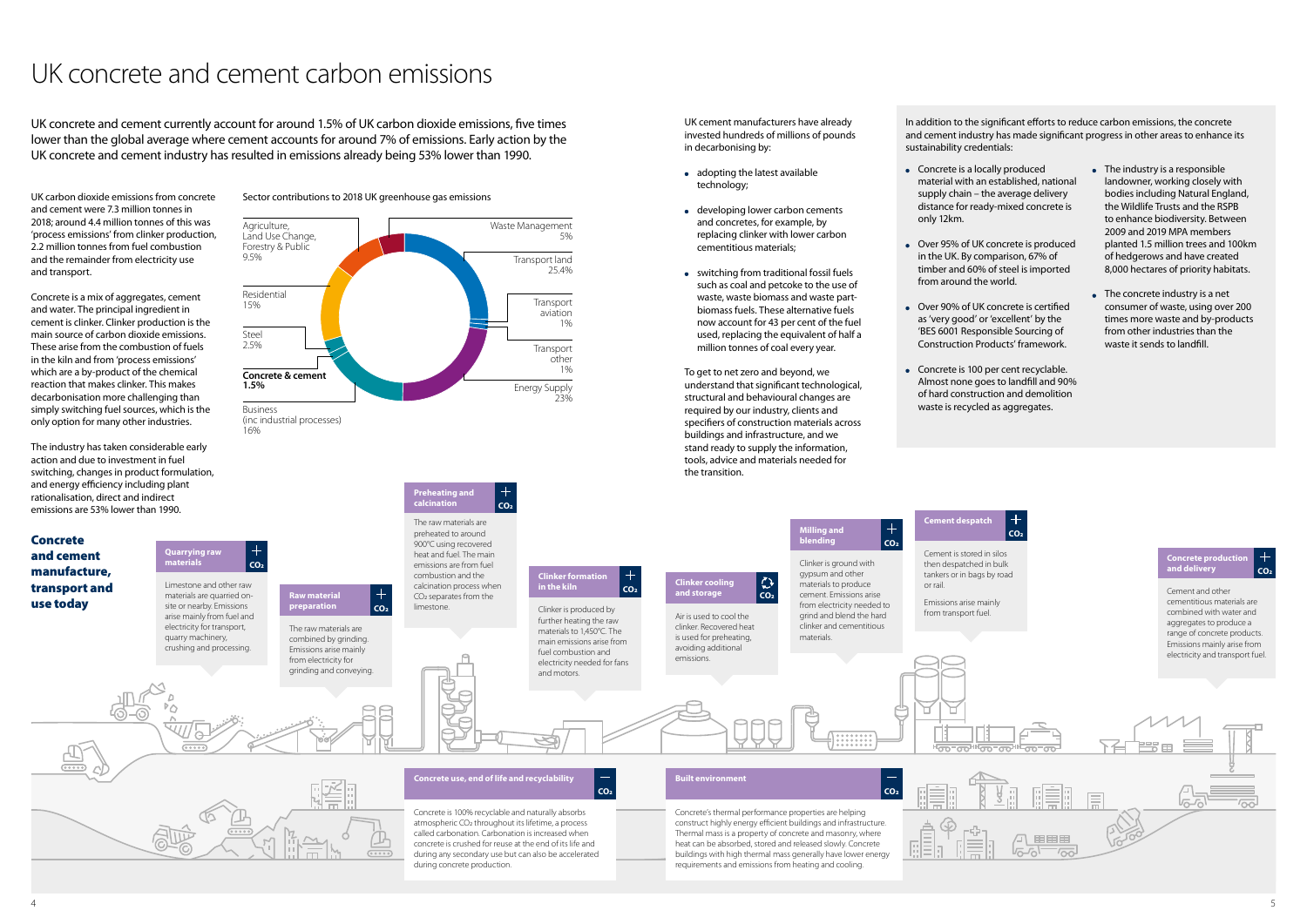# UK concrete and cement carbon emissions

UK concrete and cement currently account for around 1.5% of UK carbon dioxide emissions, five times lower than the global average where cement accounts for around 7% of emissions. Early action by the UK concrete and cement industry has resulted in emissions already being 53% lower than 1990.

UK carbon dioxide emissions from concrete and cement were 7.3 million tonnes in 2018; around 4.4 million tonnes of this was 'process emissions' from clinker production, 2.2 million tonnes from fuel combustion and the remainder from electricity use and transport.

Concrete is a mix of aggregates, cement and water. The principal ingredient in cement is clinker. Clinker production is the main source of carbon dioxide emissions. These arise from the combustion of fuels in the kiln and from 'process emissions' which are a by-product of the chemical reaction that makes clinker. This makes decarbonisation more challenging than simply switching fuel sources, which is the only option for many other industries.

The industry has taken considerable early action and due to investment in fuel switching, changes in product formulation, and energy efficiency including plant rationalisation, direct and indirect emissions are 53% lower than 1990.

Sector contributions to 2018 UK greenhouse gas emissions

| Sector | Share |
| --- | --- |
| Waste Management | 5% |
| Transport land | 25.4% |
| Transport aviation | 1% |
| Transport other | 1% |
| Energy Supply | 23% |
| Business (inc industrial processes) | 16% |
| **Concrete & cement** | **1.5%** |
| Steel | 2.5% |
| Residential | 15% |
| Agriculture, Land Use Change, Forestry & Public | 9.5% |

UK cement manufacturers have already invested hundreds of millions of pounds in decarbonising by:

- adopting the latest available technology;
- developing lower carbon cements and concretes, for example, by replacing clinker with lower carbon cementitious materials;
- switching from traditional fossil fuels such as coal and petcoke to the use of waste, waste biomass and waste part-biomass fuels. These alternative fuels now account for 43 per cent of the fuel used, replacing the equivalent of half a million tonnes of coal every year.

To get to net zero and beyond, we understand that significant technological, structural and behavioural changes are required by our industry, clients and specifiers of construction materials across buildings and infrastructure, and we stand ready to supply the information, tools, advice and materials needed for the transition.

In addition to the significant efforts to reduce carbon emissions, the concrete and cement industry has made significant progress in other areas to enhance its sustainability credentials:

- Concrete is a locally produced material with an established, national supply chain – the average delivery distance for ready-mixed concrete is only 12km.
- Over 95% of UK concrete is produced in the UK. By comparison, 67% of timber and 60% of steel is imported from around the world.
- Over 90% of UK concrete is certified as 'very good' or 'excellent' by the 'BES 6001 Responsible Sourcing of Construction Products' framework.
- Concrete is 100 per cent recyclable. Almost none goes to landfill and 90% of hard construction and demolition waste is recycled as aggregates.
- The industry is a responsible landowner, working closely with bodies including Natural England, the Wildlife Trusts and the RSPB to enhance biodiversity. Between 2009 and 2019 MPA members planted 1.5 million trees and 100km of hedgerows and have created 8,000 hectares of priority habitats.
- The concrete industry is a net consumer of waste, using over 200 times more waste and by-products from other industries than the waste it sends to landfill.

## Concrete and cement manufacture, transport and use today

### Quarrying raw materials (+ $CO_2$)

Limestone and other raw materials are quarried on-site or nearby. Emissions arise mainly from fuel and electricity for transport, quarry machinery, crushing and processing.

### Raw material preparation (+ $CO_2$)

The raw materials are combined by grinding. Emissions arise mainly from electricity for grinding and conveying.

### Preheating and calcination (+ $CO_2$)

The raw materials are preheated to around 900°C using recovered heat and fuel. The main emissions are from fuel combustion and the calcination process when $CO_2$ separates from the limestone.

### Clinker formation in the kiln (+ $CO_2$)

Clinker is produced by further heating the raw materials to 1,450°C. The main emissions arise from fuel combustion and electricity needed for fans and motors.

### Clinker cooling and storage ($CO_2$)

Air is used to cool the clinker. Recovered heat is used for preheating, avoiding additional emissions.

### Milling and blending (+ $CO_2$)

Clinker is ground with gypsum and other materials to produce cement. Emissions arise from electricity needed to grind and blend the hard clinker and cementitious materials.

### Cement despatch (+ $CO_2$)

Cement is stored in silos then despatched in bulk tankers or in bags by road or rail.

Emissions arise mainly from transport fuel.

### Concrete production and delivery (+ $CO_2$)

Cement and other cementitious materials are combined with water and aggregates to produce a range of concrete products. Emissions mainly arise from electricity and transport fuel.

### Concrete use, end of life and recyclability (– $CO_2$)

Concrete is 100% recyclable and naturally absorbs atmospheric $CO_2$ throughout its lifetime, a process called carbonation. Carbonation is increased when concrete is crushed for reuse at the end of its life and during any secondary use but can also be accelerated during concrete production.

### Built environment (– $CO_2$)

Concrete's thermal performance properties are helping construct highly energy efficient buildings and infrastructure. Thermal mass is a property of concrete and masonry, where heat can be absorbed, stored and released slowly. Concrete buildings with high thermal mass generally have lower energy requirements and emissions from heating and cooling.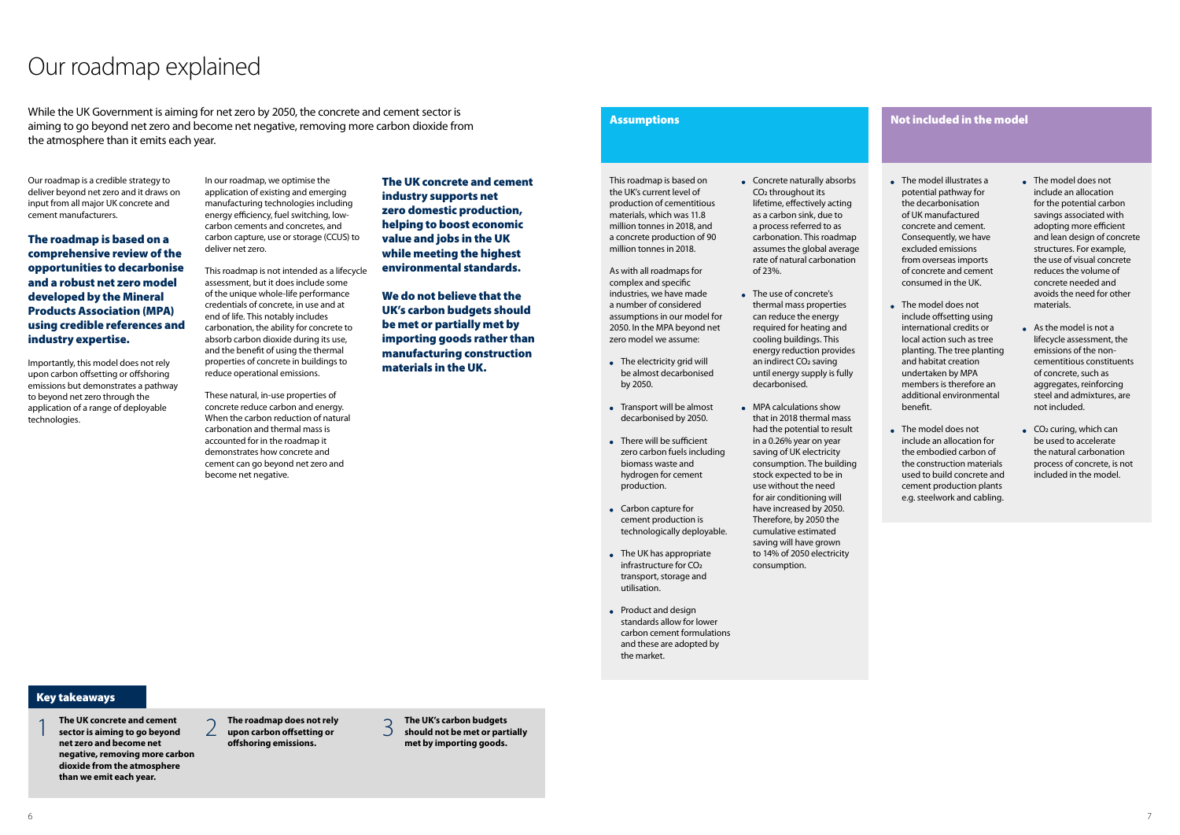# Our roadmap explained

While the UK Government is aiming for net zero by 2050, the concrete and cement sector is aiming to go beyond net zero and become net negative, removing more carbon dioxide from the atmosphere than it emits each year.

Our roadmap is a credible strategy to deliver beyond net zero and it draws on input from all major UK concrete and cement manufacturers.

**The roadmap is based on a comprehensive review of the opportunities to decarbonise and a robust net zero model developed by the Mineral Products Association (MPA) using credible references and industry expertise.**

Importantly, this model does not rely upon carbon offsetting or offshoring emissions but demonstrates a pathway to beyond net zero through the application of a range of deployable technologies.

In our roadmap, we optimise the application of existing and emerging manufacturing technologies including energy efficiency, fuel switching, low-carbon cements and concretes, and carbon capture, use or storage (CCUS) to deliver net zero.

This roadmap is not intended as a lifecycle assessment, but it does include some of the unique whole-life performance credentials of concrete, in use and at end of life. This notably includes carbonation, the ability for concrete to absorb carbon dioxide during its use, and the benefit of using the thermal properties of concrete in buildings to reduce operational emissions.

These natural, in-use properties of concrete reduce carbon and energy. When the carbon reduction of natural carbonation and thermal mass is accounted for in the roadmap it demonstrates how concrete and cement can go beyond net zero and become net negative.

**The UK concrete and cement industry supports net zero domestic production, helping to boost economic value and jobs in the UK while meeting the highest environmental standards.**

**We do not believe that the UK's carbon budgets should be met or partially met by importing goods rather than manufacturing construction materials in the UK.**

## Key takeaways

1. **The UK concrete and cement sector is aiming to go beyond net zero and become net negative, removing more carbon dioxide from the atmosphere than we emit each year.**
2. **The roadmap does not rely upon carbon offsetting or offshoring emissions.**
3. **The UK's carbon budgets should not be met or partially met by importing goods.**

## Assumptions

This roadmap is based on the UK's current level of production of cementitious materials, which was 11.8 million tonnes in 2018, and a concrete production of 90 million tonnes in 2018.

As with all roadmaps for complex and specific industries, we have made a number of considered assumptions in our model for 2050. In the MPA beyond net zero model we assume:

- The electricity grid will be almost decarbonised by 2050.
- Transport will be almost decarbonised by 2050.
- There will be sufficient zero carbon fuels including biomass waste and hydrogen for cement production.
- Carbon capture for cement production is technologically deployable.
- The UK has appropriate infrastructure for $CO_2$ transport, storage and utilisation.
- Product and design standards allow for lower carbon cement formulations and these are adopted by the market.
- Concrete naturally absorbs $CO_2$ throughout its lifetime, effectively acting as a carbon sink, due to a process referred to as carbonation. This roadmap assumes the global average rate of natural carbonation of 23%.
- The use of concrete's thermal mass properties can reduce the energy required for heating and cooling buildings. This energy reduction provides an indirect $CO_2$ saving until energy supply is fully decarbonised.
- MPA calculations show that in 2018 thermal mass had the potential to result in a 0.26% year on year saving of UK electricity consumption. The building stock expected to be in use without the need for air conditioning will have increased by 2050. Therefore, by 2050 the cumulative estimated saving will have grown to 14% of 2050 electricity consumption.

## Not included in the model

- The model illustrates a potential pathway for the decarbonisation of UK manufactured concrete and cement. Consequently, we have excluded emissions from overseas imports of concrete and cement consumed in the UK.
- The model does not include offsetting using international credits or local action such as tree planting. The tree planting and habitat creation undertaken by MPA members is therefore an additional environmental benefit.
- The model does not include an allocation for the embodied carbon of the construction materials used to build concrete and cement production plants e.g. steelwork and cabling.
- The model does not include an allocation for the potential carbon savings associated with adopting more efficient and lean design of concrete structures. For example, the use of visual concrete reduces the volume of concrete needed and avoids the need for other materials.
- As the model is not a lifecycle assessment, the emissions of the non-cementitious constituents of concrete, such as aggregates, reinforcing steel and admixtures, are not included.
- $CO_2$ curing, which can be used to accelerate the natural carbonation process of concrete, is not included in the model.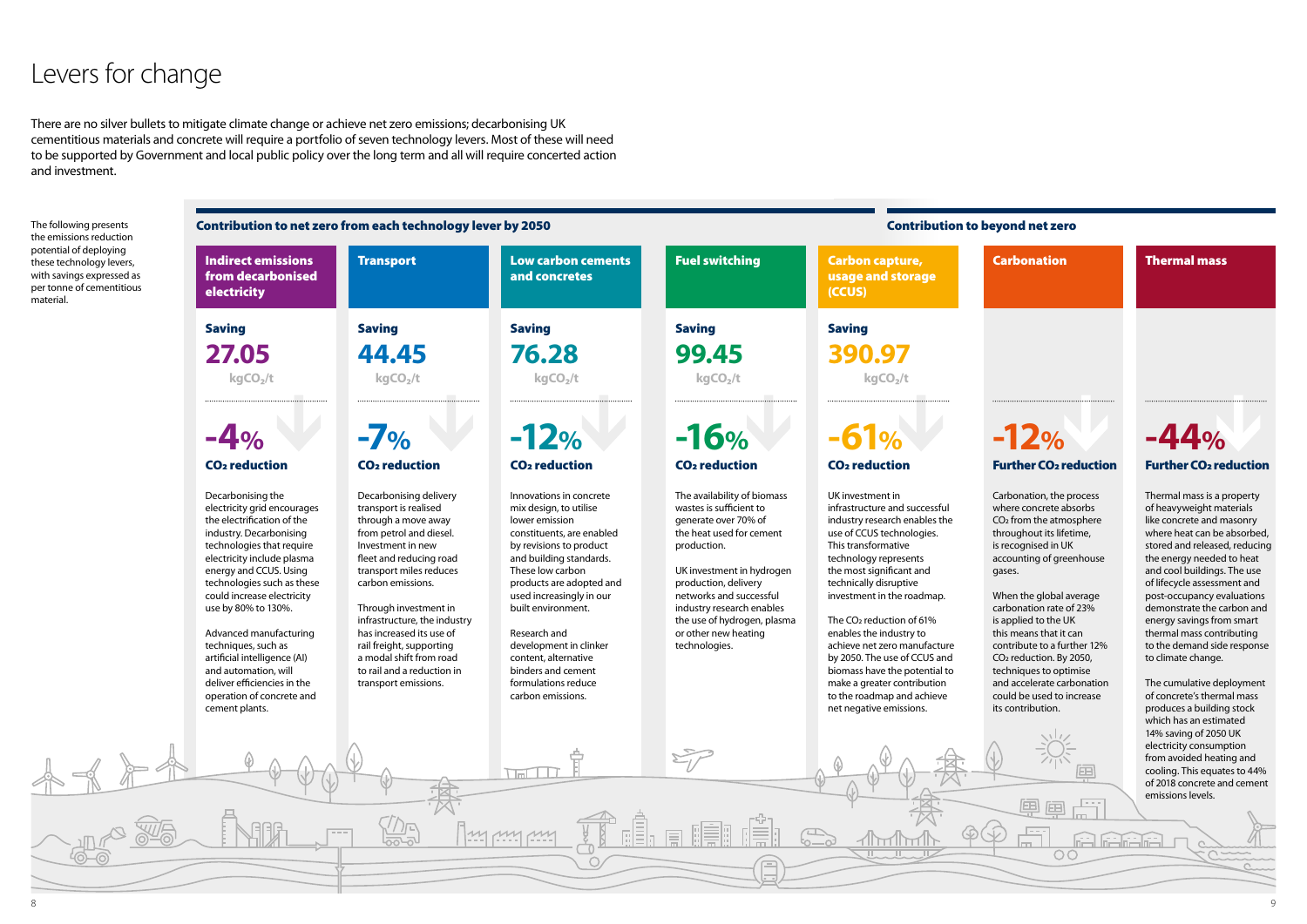# Levers for change

There are no silver bullets to mitigate climate change or achieve net zero emissions; decarbonising UK cementitious materials and concrete will require a portfolio of seven technology levers. Most of these will need to be supported by Government and local public policy over the long term and all will require concerted action and investment.

The following presents the emissions reduction potential of deploying these technology levers, with savings expressed as per tonne of cementitious material.

## Contribution to net zero from each technology lever by 2050

### Indirect emissions from decarbonised electricity

**Saving**

**27.05** $kgCO_2/t$

**-4%** **$CO_2$ reduction**

Decarbonising the electricity grid encourages the electrification of the industry. Decarbonising technologies that require electricity include plasma energy and CCUS. Using technologies such as these could increase electricity use by 80% to 130%.

Advanced manufacturing techniques, such as artificial intelligence (AI) and automation, will deliver efficiencies in the operation of concrete and cement plants.

### Transport

**Saving**

**44.45** $kgCO_2/t$

**-7%** **$CO_2$ reduction**

Decarbonising delivery transport is realised through a move away from petrol and diesel. Investment in new fleet and reducing road transport miles reduces carbon emissions.

Through investment in infrastructure, the industry has increased its use of rail freight, supporting a modal shift from road to rail and a reduction in transport emissions.

### Low carbon cements and concretes

**Saving**

**76.28** $kgCO_2/t$

**-12%** **$CO_2$ reduction**

Innovations in concrete mix design, to utilise lower emission constituents, are enabled by revisions to product and building standards. These low carbon products are adopted and used increasingly in our built environment.

Research and development in clinker content, alternative binders and cement formulations reduce carbon emissions.

### Fuel switching

**Saving**

**99.45** $kgCO_2/t$

**-16%** **$CO_2$ reduction**

The availability of biomass wastes is sufficient to generate over 70% of the heat used for cement production.

UK investment in hydrogen production, delivery networks and successful industry research enables the use of hydrogen, plasma or other new heating technologies.

### Carbon capture, usage and storage (CCUS)

**Saving**

**390.97** $kgCO_2/t$

**-61%** **$CO_2$ reduction**

UK investment in infrastructure and successful industry research enables the use of CCUS technologies. This transformative technology represents the most significant and technically disruptive investment in the roadmap.

The $CO_2$ reduction of 61% enables the industry to achieve net zero manufacture by 2050. The use of CCUS and biomass have the potential to make a greater contribution to the roadmap and achieve net negative emissions.

## Contribution to beyond net zero

### Carbonation

**-12%** **Further $CO_2$ reduction**

Carbonation, the process where concrete absorbs $CO_2$ from the atmosphere throughout its lifetime, is recognised in UK accounting of greenhouse gases.

When the global average carbonation rate of 23% is applied to the UK this means that it can contribute to a further 12% $CO_2$ reduction. By 2050, techniques to optimise and accelerate carbonation could be used to increase its contribution.

### Thermal mass

**-44%** **Further $CO_2$ reduction**

Thermal mass is a property of heavyweight materials like concrete and masonry where heat can be absorbed, stored and released, reducing the energy needed to heat and cool buildings. The use of lifecycle assessment and post-occupancy evaluations demonstrate the carbon and energy savings from smart thermal mass contributing to the demand side response to climate change.

The cumulative deployment of concrete's thermal mass produces a building stock which has an estimated 14% saving of 2050 UK electricity consumption from avoided heating and cooling. This equates to 44% of 2018 concrete and cement emissions levels.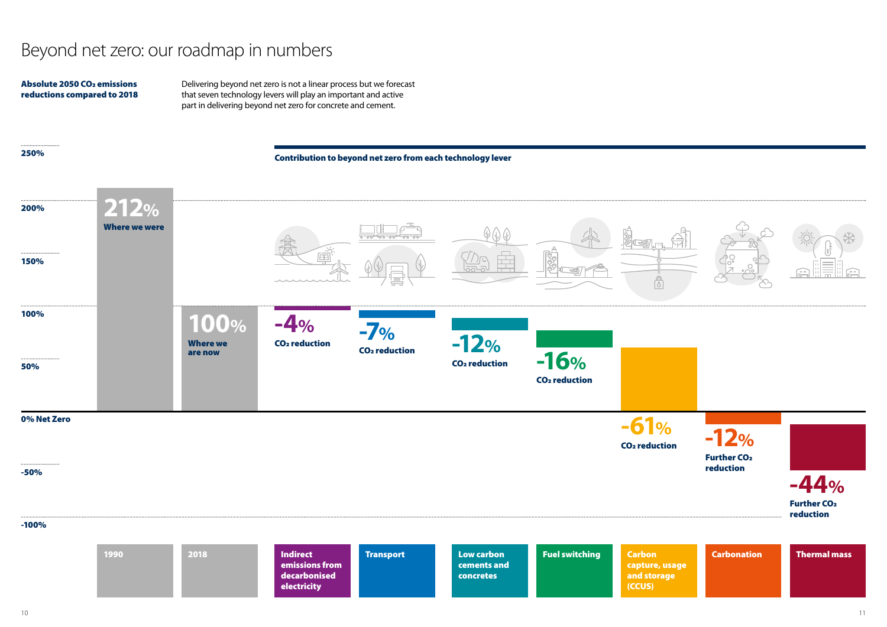# Beyond net zero: our roadmap in numbers

**Absolute 2050 $CO_2$ emissions reductions compared to 2018**

Delivering beyond net zero is not a linear process but we forecast that seven technology levers will play an important and active part in delivering beyond net zero for concrete and cement.

**Contribution to beyond net zero from each technology lever**

| Lever | Value |
|---|---|
| 1990 | 212% Where we were |
| 2018 | 100% Where we are now |
| Indirect emissions from decarbonised electricity | -4% $CO_2$ reduction |
| Transport | -7% $CO_2$ reduction |
| Low carbon cements and concretes | -12% $CO_2$ reduction |
| Fuel switching | -16% $CO_2$ reduction |
| Carbon capture, usage and storage (CCUS) | -61% $CO_2$ reduction |
| Carbonation | -12% Further $CO_2$ reduction |
| Thermal mass | -44% Further $CO_2$ reduction |

Axis: 250%, 200%, 150%, 100%, 50%, 0% Net Zero, -50%, -100%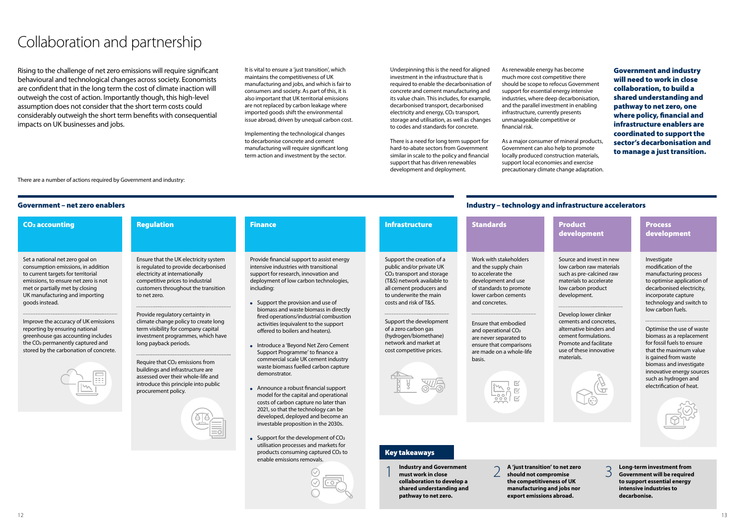# Collaboration and partnership

Rising to the challenge of net zero emissions will require significant behavioural and technological changes across society. Economists are confident that in the long term the cost of climate inaction will outweigh the cost of action. Importantly though, this high-level assumption does not consider that the short term costs could considerably outweigh the short term benefits with consequential impacts on UK businesses and jobs.

It is vital to ensure a 'just transition', which maintains the competitiveness of UK manufacturing and jobs, and which is fair to consumers and society. As part of this, it is also important that UK territorial emissions are not replaced by carbon leakage where imported goods shift the environmental issue abroad, driven by unequal carbon cost.

Implementing the technological changes to decarbonise concrete and cement manufacturing will require significant long term action and investment by the sector.

Underpinning this is the need for aligned investment in the infrastructure that is required to enable the decarbonisation of concrete and cement manufacturing and its value chain. This includes, for example, decarbonised transport, decarbonised electricity and energy, $CO_2$ transport, storage and utilisation, as well as changes to codes and standards for concrete.

There is a need for long term support for hard-to-abate sectors from Government similar in scale to the policy and financial support that has driven renewables development and deployment.

As renewable energy has become much more cost competitive there should be scope to refocus Government support for essential energy intensive industries, where deep decarbonisation, and the parallel investment in enabling infrastructure, currently presents unmanageable competitive or financial risk.

As a major consumer of mineral products, Government can also help to promote locally produced construction materials, support local economies and exercise precautionary climate change adaptation.

**Government and industry will need to work in close collaboration, to build a shared understanding and pathway to net zero, one where policy, financial and infrastructure enablers are coordinated to support the sector's decarbonisation and to manage a just transition.**

There are a number of actions required by Government and industry:

## Government – net zero enablers

### $CO_2$ accounting

Set a national net zero goal on consumption emissions, in addition to current targets for territorial emissions, to ensure net zero is not met or partially met by closing UK manufacturing and importing goods instead.

Improve the accuracy of UK emissions reporting by ensuring national greenhouse gas accounting includes the $CO_2$ permanently captured and stored by the carbonation of concrete.

### Regulation

Ensure that the UK electricity system is regulated to provide decarbonised electricity at internationally competitive prices to industrial customers throughout the transition to net zero.

Provide regulatory certainty in climate change policy to create long term visibility for company capital investment programmes, which have long payback periods.

Require that $CO_2$ emissions from buildings and infrastructure are assessed over their whole-life and introduce this principle into public procurement policy.

### Finance

Provide financial support to assist energy intensive industries with transitional support for research, innovation and deployment of low carbon technologies, including:

- Support the provision and use of biomass and waste biomass in directly fired operations/industrial combustion activities (equivalent to the support offered to boilers and heaters).
- Introduce a 'Beyond Net Zero Cement Support Programme' to finance a commercial scale UK cement industry waste biomass fuelled carbon capture demonstrator.
- Announce a robust financial support model for the capital and operational costs of carbon capture no later than 2021, so that the technology can be developed, deployed and become an investable proposition in the 2030s.
- Support for the development of $CO_2$ utilisation processes and markets for products consuming captured $CO_2$ to enable emissions removals.

### Infrastructure

Support the creation of a public and/or private UK $CO_2$ transport and storage (T&S) network available to all cement producers and to underwrite the main costs and risk of T&S.

Support the development of a zero carbon gas (hydrogen/biomethane) network and market at cost competitive prices.

## Industry – technology and infrastructure accelerators

### Standards

Work with stakeholders and the supply chain to accelerate the development and use of standards to promote lower carbon cements and concretes.

Ensure that embodied and operational $CO_2$ are never separated to ensure that comparisons are made on a whole-life basis.

### Product development

Source and invest in new low carbon raw materials such as pre-calcined raw materials to accelerate low carbon product development.

Develop lower clinker cements and concretes, alternative binders and cement formulations. Promote and facilitate use of these innovative materials.

### Process development

Investigate modification of the manufacturing process to optimise application of decarbonised electricity, incorporate capture technology and switch to low carbon fuels.

Optimise the use of waste biomass as a replacement for fossil fuels to ensure that the maximum value is gained from waste biomass and investigate innovative energy sources such as hydrogen and electrification of heat.

## Key takeaways

1. **Industry and Government must work in close collaboration to develop a shared understanding and pathway to net zero.**
2. **A 'just transition' to net zero should not compromise the competitiveness of UK manufacturing and jobs nor export emissions abroad.**
3. **Long-term investment from Government will be required to support essential energy intensive industries to decarbonise.**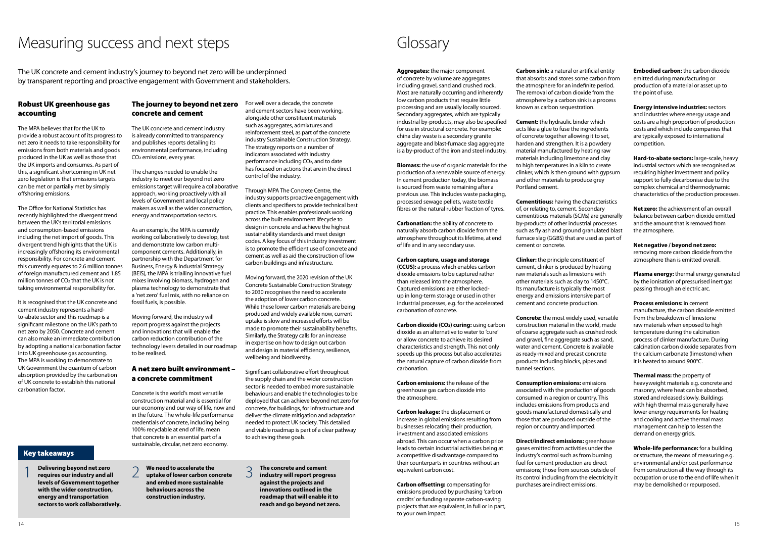# Measuring success and next steps

The UK concrete and cement industry's journey to beyond net zero will be underpinned by transparent reporting and proactive engagement with Government and stakeholders.

## Robust UK greenhouse gas accounting

The MPA believes that for the UK to provide a robust account of its progress to net zero it needs to take responsibility for emissions from both materials and goods produced in the UK as well as those that the UK imports and consumes. As part of this, a significant shortcoming in UK net zero legislation is that emissions targets can be met or partially met by simply offshoring emissions.

The Office for National Statistics has recently highlighted the divergent trend between the UK's territorial emissions and consumption-based emissions including the net import of goods. This divergent trend highlights that the UK is increasingly offshoring its environmental responsibility. For concrete and cement this currently equates to 2.6 million tonnes of foreign manufactured cement and 1.85 million tonnes of $CO_2$ that the UK is not taking environmental responsibility for.

It is recognised that the UK concrete and cement industry represents a hard-to-abate sector and this roadmap is a significant milestone on the UK's path to net zero by 2050. Concrete and cement can also make an immediate contribution by adopting a national carbonation factor into UK greenhouse gas accounting. The MPA is working to demonstrate to UK Government the quantum of carbon absorption provided by the carbonation of UK concrete to establish this national carbonation factor.

## The journey to beyond net zero concrete and cement

The UK concrete and cement industry is already committed to transparency and publishes reports detailing its environmental performance, including $CO_2$ emissions, every year.

The changes needed to enable the industry to meet our beyond net zero emissions target will require a collaborative approach, working proactively with all levels of Government and local policy makers as well as the wider construction, energy and transportation sectors.

As an example, the MPA is currently working collaboratively to develop, test and demonstrate low carbon multi-component cements. Additionally, in partnership with the Department for Business, Energy & Industrial Strategy (BEIS), the MPA is trialling innovative fuel mixes involving biomass, hydrogen and plasma technology to demonstrate that a 'net zero' fuel mix, with no reliance on fossil fuels, is possible.

Moving forward, the industry will report progress against the projects and innovations that will enable the carbon reduction contribution of the technology levers detailed in our roadmap to be realised.

## A net zero built environment – a concrete commitment

Concrete is the world's most versatile construction material and is essential for our economy and our way of life, now and in the future. The whole-life performance credentials of concrete, including being 100% recyclable at end of life, mean that concrete is an essential part of a sustainable, circular, net zero economy.

For well over a decade, the concrete and cement sectors have been working, alongside other constituent materials such as aggregates, admixtures and reinforcement steel, as part of the concrete industry Sustainable Construction Strategy. The strategy reports on a number of indicators associated with industry performance including $CO_2$, and to date has focused on actions that are in the direct control of the industry.

Through MPA The Concrete Centre, the industry supports proactive engagement with clients and specifiers to provide technical best practice. This enables professionals working across the built environment lifecycle to design in concrete and achieve the highest sustainability standards and meet design codes. A key focus of this industry investment is to promote the efficient use of concrete and cement as well as aid the construction of low carbon buildings and infrastructure.

Moving forward, the 2020 revision of the UK Concrete Sustainable Construction Strategy to 2030 recognises the need to accelerate the adoption of lower carbon concrete. While these lower carbon materials are being produced and widely available now, current uptake is slow and increased efforts will be made to promote their sustainability benefits. Similarly, the Strategy calls for an increase in expertise on how to design out carbon and design in material efficiency, resilience, wellbeing and biodiversity.

Significant collaborative effort throughout the supply chain and the wider construction sector is needed to embed more sustainable behaviours and enable the technologies to be deployed that can achieve beyond net zero for concrete, for buildings, for infrastructure and deliver the climate mitigation and adaptation needed to protect UK society. This detailed and viable roadmap is part of a clear pathway to achieving these goals.

## Key takeaways

1. **Delivering beyond net zero requires our industry and all levels of Government together with the wider construction, energy and transportation sectors to work collaboratively.**
2. **We need to accelerate the uptake of lower carbon concrete and embed more sustainable behaviours across the construction industry.**
3. **The concrete and cement industry will report progress against the projects and innovations outlined in the roadmap that will enable it to reach and go beyond net zero.**

# Glossary

**Aggregates:** the major component of concrete by volume are aggregates including gravel, sand and crushed rock. Most are naturally occurring and inherently low carbon products that require little processing and are usually locally sourced. Secondary aggregates, which are typically industrial by-products, may also be specified for use in structural concrete. For example: china clay waste is a secondary granite aggregate and blast-furnace slag aggregate is a by-product of the iron and steel industry.

**Biomass:** the use of organic materials for the production of a renewable source of energy. In cement production today, the biomass is sourced from waste remaining after a previous use. This includes waste packaging, processed sewage pellets, waste textile fibres or the natural rubber fraction of tyres.

**Carbonation:** the ability of concrete to naturally absorb carbon dioxide from the atmosphere throughout its lifetime, at end of life and in any secondary use.

**Carbon capture, usage and storage (CCUS):** a process which enables carbon dioxide emissions to be captured rather than released into the atmosphere. Captured emissions are either locked-up in long-term storage or used in other industrial processes, e.g. for the accelerated carbonation of concrete.

**Carbon dioxide ($CO_2$) curing:** using carbon dioxide as an alternative to water to 'cure' or allow concrete to achieve its desired characteristics and strength. This not only speeds up this process but also accelerates the natural capture of carbon dioxide from carbonation.

**Carbon emissions:** the release of the greenhouse gas carbon dioxide into the atmosphere.

**Carbon leakage:** the displacement or increase in global emissions resulting from businesses relocating their production, investment and associated emissions abroad. This can occur when a carbon price leads to certain industrial activities being at a competitive disadvantage compared to their counterparts in countries without an equivalent carbon cost.

**Carbon offsetting:** compensating for emissions produced by purchasing 'carbon credits' or funding separate carbon-saving projects that are equivalent, in full or in part, to your own impact.

**Carbon sink:** a natural or artificial entity that absorbs and stores some carbon from the atmosphere for an indefinite period. The removal of carbon dioxide from the atmosphere by a carbon sink is a process known as carbon sequestration.

**Cement:** the hydraulic binder which acts like a glue to fuse the ingredients of concrete together allowing it to set, harden and strengthen. It is a powdery material manufactured by heating raw materials including limestone and clay to high temperatures in a kiln to create clinker, which is then ground with gypsum and other materials to produce grey Portland cement.

**Cementitious:** having the characteristics of, or relating to, cement. Secondary cementitious materials (SCMs) are generally by-products of other industrial processes such as fly ash and ground granulated blast furnace slag (GGBS) that are used as part of cement or concrete.

**Clinker:** the principle constituent of cement, clinker is produced by heating raw materials such as limestone with other materials such as clay to 1450°C. Its manufacture is typically the most energy and emissions intensive part of cement and concrete production.

**Concrete:** the most widely used, versatile construction material in the world, made of coarse aggregate such as crushed rock and gravel, fine aggregate such as sand, water and cement. Concrete is available as ready-mixed and precast concrete products including blocks, pipes and tunnel sections.

**Consumption emissions:** emissions associated with the production of goods consumed in a region or country. This includes emissions from products and goods manufactured domestically and those that are produced outside of the region or country and imported.

**Direct/indirect emissions:** greenhouse gases emitted from activities under the industry's control such as from burning fuel for cement production are direct emissions; those from sources outside of its control including from the electricity it purchases are indirect emissions.

**Embodied carbon:** the carbon dioxide emitted during manufacturing or production of a material or asset up to the point of use.

**Energy intensive industries:** sectors and industries where energy usage and costs are a high proportion of production costs and which include companies that are typically exposed to international competition.

**Hard-to-abate sectors:** large-scale, heavy industrial sectors which are recognised as requiring higher investment and policy support to fully decarbonise due to the complex chemical and thermodynamic characteristics of the production processes.

**Net zero:** the achievement of an overall balance between carbon dioxide emitted and the amount that is removed from the atmosphere.

**Net negative / beyond net zero:** removing more carbon dioxide from the atmosphere than is emitted overall.

**Plasma energy:** thermal energy generated by the ionisation of pressurised inert gas passing through an electric arc.

**Process emissions:** in cement manufacture, the carbon dioxide emitted from the breakdown of limestone raw materials when exposed to high temperature during the calcination process of clinker manufacture. During calcination carbon dioxide separates from the calcium carbonate (limestone) when it is heated to around 900°C.

**Thermal mass:** the property of heavyweight materials e.g. concrete and masonry, where heat can be absorbed, stored and released slowly. Buildings with high thermal mass generally have lower energy requirements for heating and cooling and active thermal mass management can help to lessen the demand on energy grids.

**Whole-life performance:** for a building or structure, the means of measuring e.g. environmental and/or cost performance from construction all the way through its occupation or use to the end of life when it may be demolished or repurposed.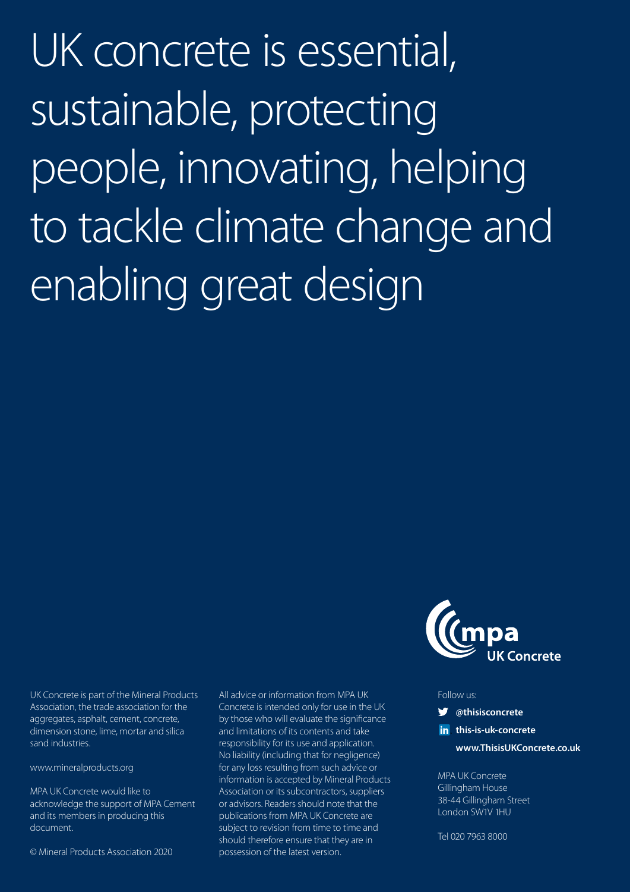# UK concrete is essential, sustainable, protecting people, innovating, helping to tackle climate change and enabling great design

UK Concrete is part of the Mineral Products Association, the trade association for the aggregates, asphalt, cement, concrete, dimension stone, lime, mortar and silica sand industries.

www.mineralproducts.org

MPA UK Concrete would like to acknowledge the support of MPA Cement and its members in producing this document.

© Mineral Products Association 2020

All advice or information from MPA UK Concrete is intended only for use in the UK by those who will evaluate the significance and limitations of its contents and take responsibility for its use and application. No liability (including that for negligence) for any loss resulting from such advice or information is accepted by Mineral Products Association or its subcontractors, suppliers or advisors. Readers should note that the publications from MPA UK Concrete are subject to revision from time to time and should therefore ensure that they are in possession of the latest version.

mpa UK Concrete

Follow us:

**@thisisconcrete**

**this-is-uk-concrete**

**www.ThisisUKConcrete.co.uk**

MPA UK Concrete
Gillingham House
38-44 Gillingham Street
London SW1V 1HU

Tel 020 7963 8000